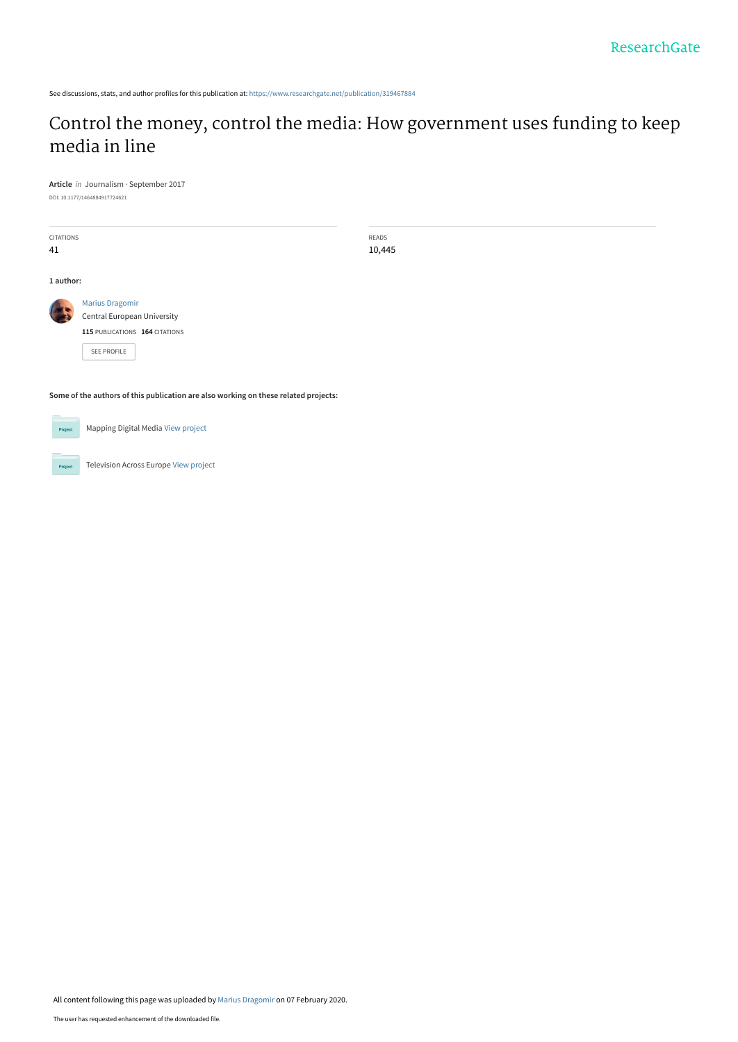ResearchGate

See discussions, stats, and author profiles for this publication at: https://www.researchgate.net/publication/319467884

# Control the money, control the media: How government uses funding to keep media in line

**Article** *in* Journalism · September 2017

DOI: 10.1177/1464884917724621

| CITATIONS | READS |
|---|---|
| 41 | 10,445 |

**1 author:**

Marius Dragomir
Central European University
**115** PUBLICATIONS **164** CITATIONS

SEE PROFILE

**Some of the authors of this publication are also working on these related projects:**

Project: Mapping Digital Media View project

Project: Television Across Europe View project

All content following this page was uploaded by Marius Dragomir on 07 February 2020.

The user has requested enhancement of the downloaded file.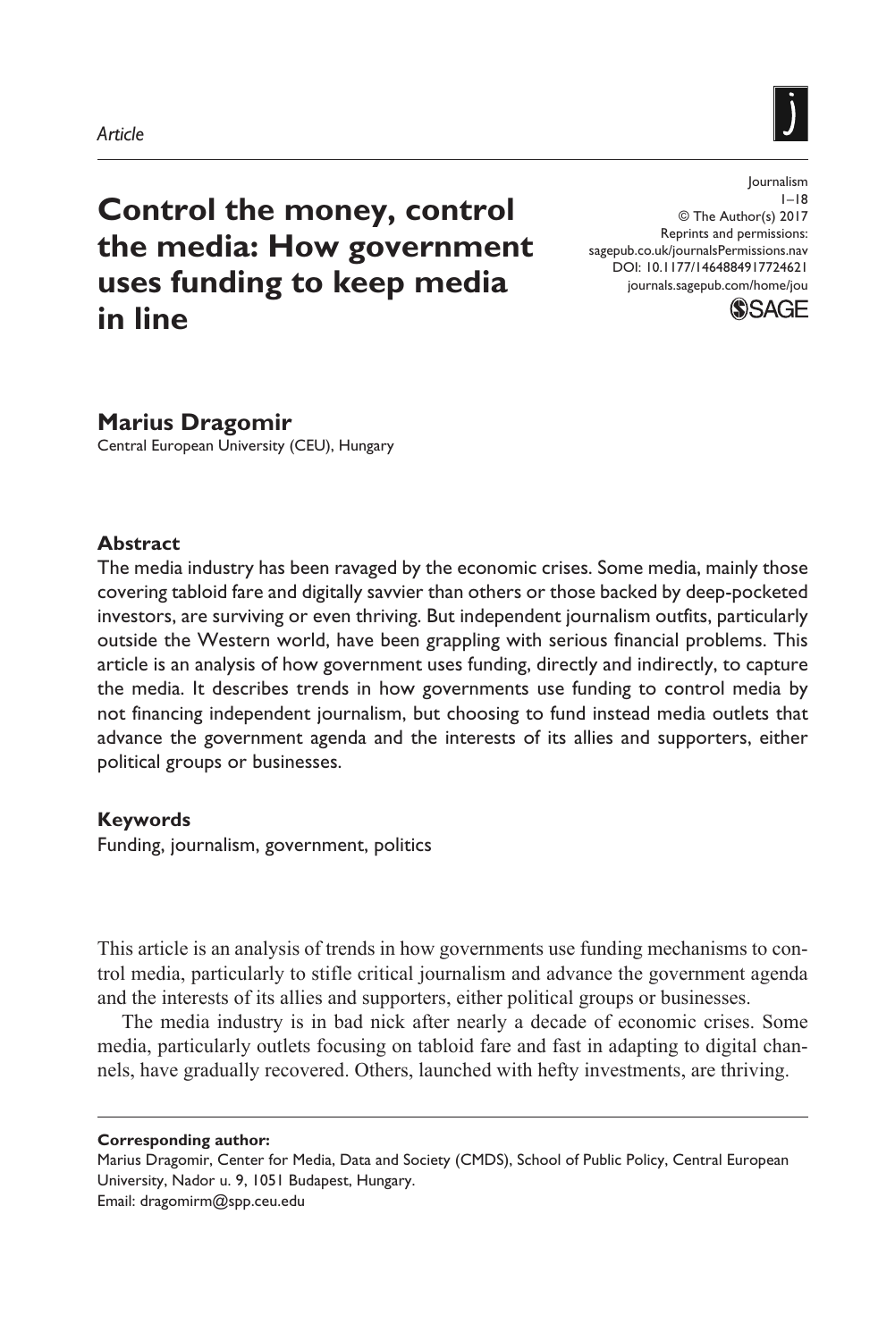*Article*

# Control the money, control the media: How government uses funding to keep media in line

**Marius Dragomir**
Central European University (CEU), Hungary

Journalism
1–18
© The Author(s) 2017
Reprints and permissions:
sagepub.co.uk/journalsPermissions.nav
DOI: 10.1177/1464884917724621
journals.sagepub.com/home/jou

### Abstract

The media industry has been ravaged by the economic crises. Some media, mainly those covering tabloid fare and digitally savvier than others or those backed by deep-pocketed investors, are surviving or even thriving. But independent journalism outfits, particularly outside the Western world, have been grappling with serious financial problems. This article is an analysis of how government uses funding, directly and indirectly, to capture the media. It describes trends in how governments use funding to control media by not financing independent journalism, but choosing to fund instead media outlets that advance the government agenda and the interests of its allies and supporters, either political groups or businesses.

### Keywords

Funding, journalism, government, politics

This article is an analysis of trends in how governments use funding mechanisms to control media, particularly to stifle critical journalism and advance the government agenda and the interests of its allies and supporters, either political groups or businesses.

The media industry is in bad nick after nearly a decade of economic crises. Some media, particularly outlets focusing on tabloid fare and fast in adapting to digital channels, have gradually recovered. Others, launched with hefty investments, are thriving.

**Corresponding author:**
Marius Dragomir, Center for Media, Data and Society (CMDS), School of Public Policy, Central European University, Nador u. 9, 1051 Budapest, Hungary.
Email: dragomirm@spp.ceu.edu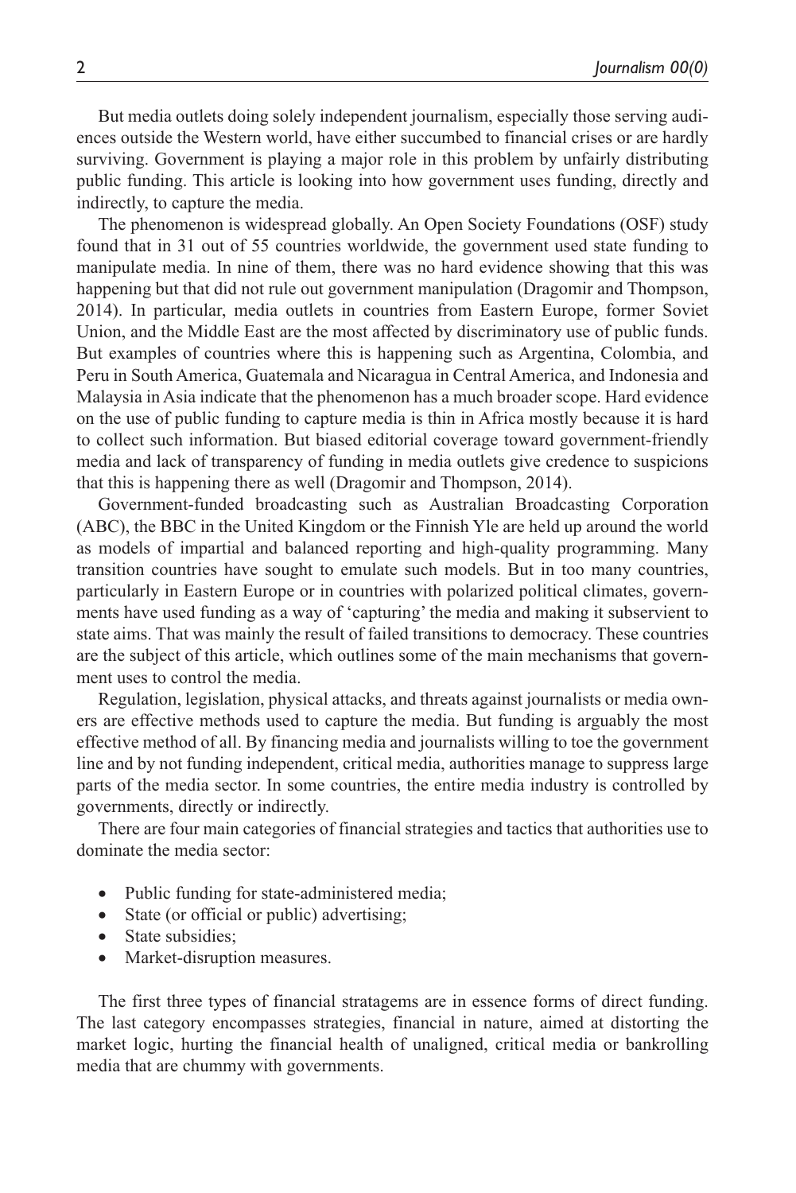But media outlets doing solely independent journalism, especially those serving audiences outside the Western world, have either succumbed to financial crises or are hardly surviving. Government is playing a major role in this problem by unfairly distributing public funding. This article is looking into how government uses funding, directly and indirectly, to capture the media.

The phenomenon is widespread globally. An Open Society Foundations (OSF) study found that in 31 out of 55 countries worldwide, the government used state funding to manipulate media. In nine of them, there was no hard evidence showing that this was happening but that did not rule out government manipulation (Dragomir and Thompson, 2014). In particular, media outlets in countries from Eastern Europe, former Soviet Union, and the Middle East are the most affected by discriminatory use of public funds. But examples of countries where this is happening such as Argentina, Colombia, and Peru in South America, Guatemala and Nicaragua in Central America, and Indonesia and Malaysia in Asia indicate that the phenomenon has a much broader scope. Hard evidence on the use of public funding to capture media is thin in Africa mostly because it is hard to collect such information. But biased editorial coverage toward government-friendly media and lack of transparency of funding in media outlets give credence to suspicions that this is happening there as well (Dragomir and Thompson, 2014).

Government-funded broadcasting such as Australian Broadcasting Corporation (ABC), the BBC in the United Kingdom or the Finnish Yle are held up around the world as models of impartial and balanced reporting and high-quality programming. Many transition countries have sought to emulate such models. But in too many countries, particularly in Eastern Europe or in countries with polarized political climates, governments have used funding as a way of 'capturing' the media and making it subservient to state aims. That was mainly the result of failed transitions to democracy. These countries are the subject of this article, which outlines some of the main mechanisms that government uses to control the media.

Regulation, legislation, physical attacks, and threats against journalists or media owners are effective methods used to capture the media. But funding is arguably the most effective method of all. By financing media and journalists willing to toe the government line and by not funding independent, critical media, authorities manage to suppress large parts of the media sector. In some countries, the entire media industry is controlled by governments, directly or indirectly.

There are four main categories of financial strategies and tactics that authorities use to dominate the media sector:

- Public funding for state-administered media;
- State (or official or public) advertising;
- State subsidies;
- Market-disruption measures.

The first three types of financial stratagems are in essence forms of direct funding. The last category encompasses strategies, financial in nature, aimed at distorting the market logic, hurting the financial health of unaligned, critical media or bankrolling media that are chummy with governments.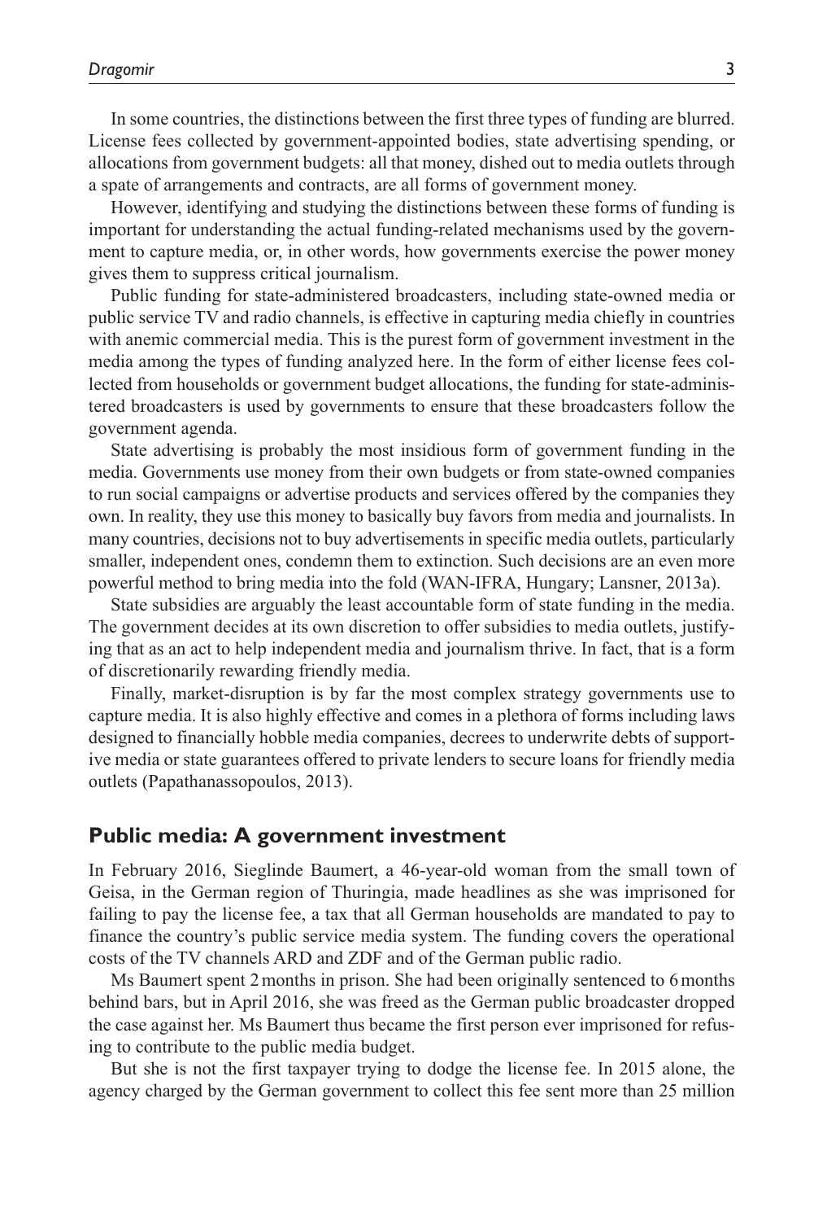In some countries, the distinctions between the first three types of funding are blurred. License fees collected by government-appointed bodies, state advertising spending, or allocations from government budgets: all that money, dished out to media outlets through a spate of arrangements and contracts, are all forms of government money.

However, identifying and studying the distinctions between these forms of funding is important for understanding the actual funding-related mechanisms used by the government to capture media, or, in other words, how governments exercise the power money gives them to suppress critical journalism.

Public funding for state-administered broadcasters, including state-owned media or public service TV and radio channels, is effective in capturing media chiefly in countries with anemic commercial media. This is the purest form of government investment in the media among the types of funding analyzed here. In the form of either license fees collected from households or government budget allocations, the funding for state-administered broadcasters is used by governments to ensure that these broadcasters follow the government agenda.

State advertising is probably the most insidious form of government funding in the media. Governments use money from their own budgets or from state-owned companies to run social campaigns or advertise products and services offered by the companies they own. In reality, they use this money to basically buy favors from media and journalists. In many countries, decisions not to buy advertisements in specific media outlets, particularly smaller, independent ones, condemn them to extinction. Such decisions are an even more powerful method to bring media into the fold (WAN-IFRA, Hungary; Lansner, 2013a).

State subsidies are arguably the least accountable form of state funding in the media. The government decides at its own discretion to offer subsidies to media outlets, justifying that as an act to help independent media and journalism thrive. In fact, that is a form of discretionarily rewarding friendly media.

Finally, market-disruption is by far the most complex strategy governments use to capture media. It is also highly effective and comes in a plethora of forms including laws designed to financially hobble media companies, decrees to underwrite debts of supportive media or state guarantees offered to private lenders to secure loans for friendly media outlets (Papathanassopoulos, 2013).

## Public media: A government investment

In February 2016, Sieglinde Baumert, a 46-year-old woman from the small town of Geisa, in the German region of Thuringia, made headlines as she was imprisoned for failing to pay the license fee, a tax that all German households are mandated to pay to finance the country's public service media system. The funding covers the operational costs of the TV channels ARD and ZDF and of the German public radio.

Ms Baumert spent 2 months in prison. She had been originally sentenced to 6 months behind bars, but in April 2016, she was freed as the German public broadcaster dropped the case against her. Ms Baumert thus became the first person ever imprisoned for refusing to contribute to the public media budget.

But she is not the first taxpayer trying to dodge the license fee. In 2015 alone, the agency charged by the German government to collect this fee sent more than 25 million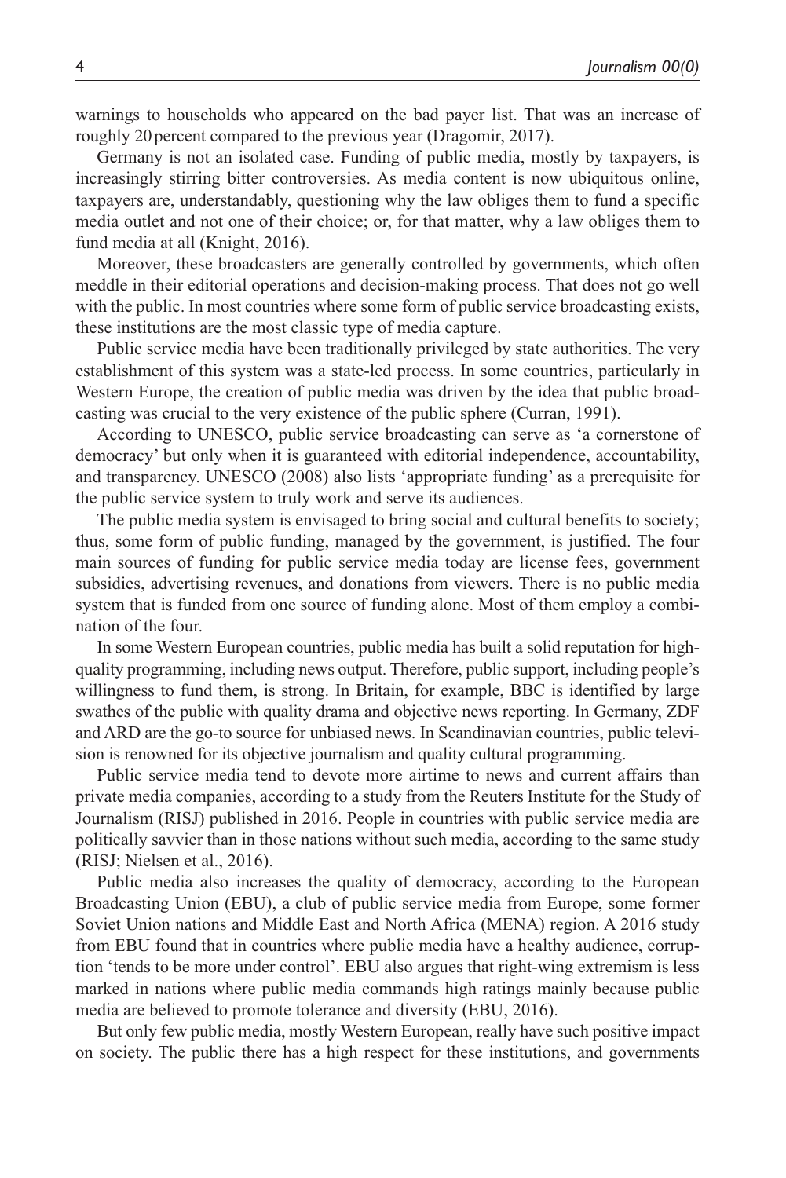warnings to households who appeared on the bad payer list. That was an increase of roughly 20 percent compared to the previous year (Dragomir, 2017).

Germany is not an isolated case. Funding of public media, mostly by taxpayers, is increasingly stirring bitter controversies. As media content is now ubiquitous online, taxpayers are, understandably, questioning why the law obliges them to fund a specific media outlet and not one of their choice; or, for that matter, why a law obliges them to fund media at all (Knight, 2016).

Moreover, these broadcasters are generally controlled by governments, which often meddle in their editorial operations and decision-making process. That does not go well with the public. In most countries where some form of public service broadcasting exists, these institutions are the most classic type of media capture.

Public service media have been traditionally privileged by state authorities. The very establishment of this system was a state-led process. In some countries, particularly in Western Europe, the creation of public media was driven by the idea that public broadcasting was crucial to the very existence of the public sphere (Curran, 1991).

According to UNESCO, public service broadcasting can serve as 'a cornerstone of democracy' but only when it is guaranteed with editorial independence, accountability, and transparency. UNESCO (2008) also lists 'appropriate funding' as a prerequisite for the public service system to truly work and serve its audiences.

The public media system is envisaged to bring social and cultural benefits to society; thus, some form of public funding, managed by the government, is justified. The four main sources of funding for public service media today are license fees, government subsidies, advertising revenues, and donations from viewers. There is no public media system that is funded from one source of funding alone. Most of them employ a combination of the four.

In some Western European countries, public media has built a solid reputation for high-quality programming, including news output. Therefore, public support, including people's willingness to fund them, is strong. In Britain, for example, BBC is identified by large swathes of the public with quality drama and objective news reporting. In Germany, ZDF and ARD are the go-to source for unbiased news. In Scandinavian countries, public television is renowned for its objective journalism and quality cultural programming.

Public service media tend to devote more airtime to news and current affairs than private media companies, according to a study from the Reuters Institute for the Study of Journalism (RISJ) published in 2016. People in countries with public service media are politically savvier than in those nations without such media, according to the same study (RISJ; Nielsen et al., 2016).

Public media also increases the quality of democracy, according to the European Broadcasting Union (EBU), a club of public service media from Europe, some former Soviet Union nations and Middle East and North Africa (MENA) region. A 2016 study from EBU found that in countries where public media have a healthy audience, corruption 'tends to be more under control'. EBU also argues that right-wing extremism is less marked in nations where public media commands high ratings mainly because public media are believed to promote tolerance and diversity (EBU, 2016).

But only few public media, mostly Western European, really have such positive impact on society. The public there has a high respect for these institutions, and governments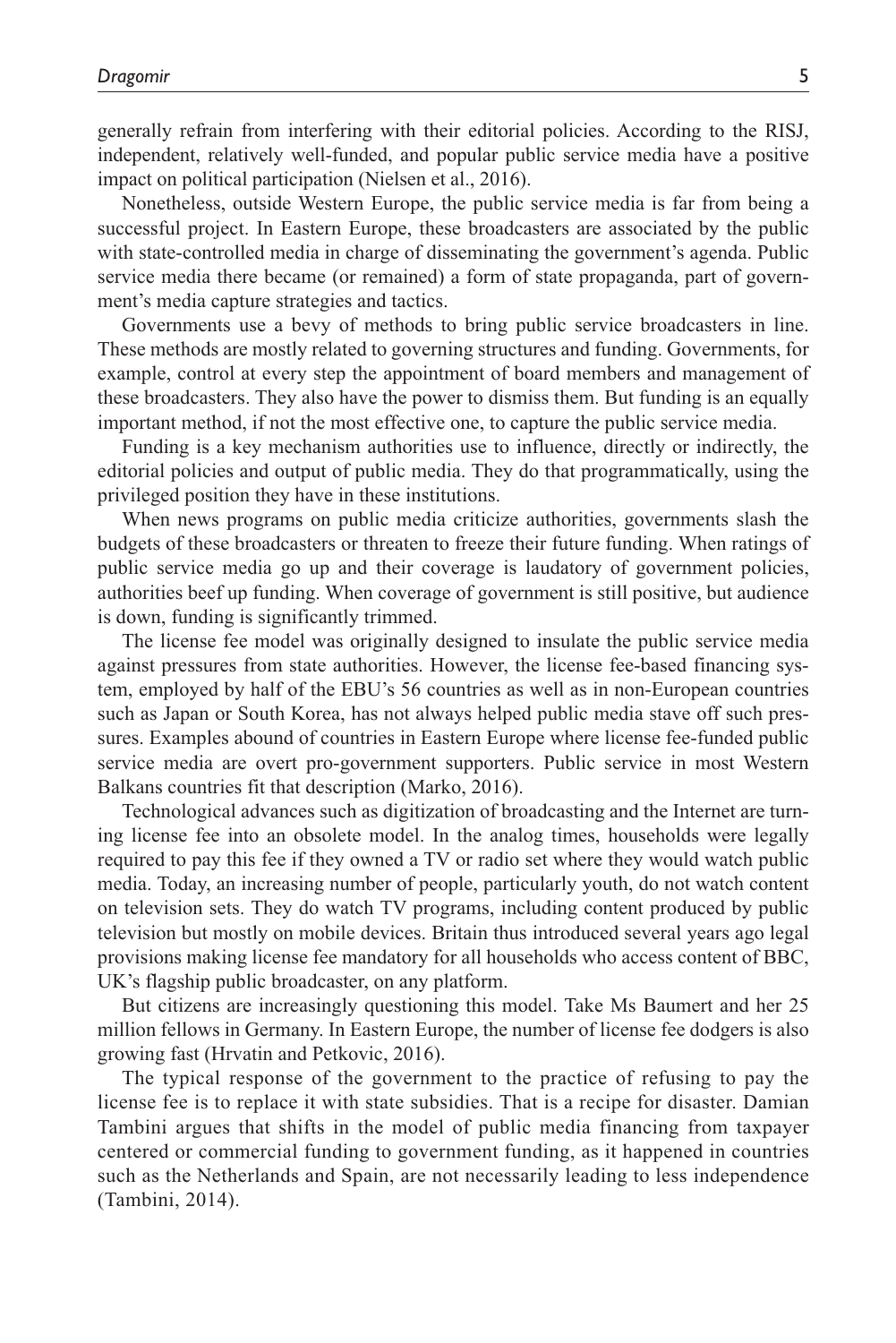generally refrain from interfering with their editorial policies. According to the RISJ, independent, relatively well-funded, and popular public service media have a positive impact on political participation (Nielsen et al., 2016).

Nonetheless, outside Western Europe, the public service media is far from being a successful project. In Eastern Europe, these broadcasters are associated by the public with state-controlled media in charge of disseminating the government's agenda. Public service media there became (or remained) a form of state propaganda, part of government's media capture strategies and tactics.

Governments use a bevy of methods to bring public service broadcasters in line. These methods are mostly related to governing structures and funding. Governments, for example, control at every step the appointment of board members and management of these broadcasters. They also have the power to dismiss them. But funding is an equally important method, if not the most effective one, to capture the public service media.

Funding is a key mechanism authorities use to influence, directly or indirectly, the editorial policies and output of public media. They do that programmatically, using the privileged position they have in these institutions.

When news programs on public media criticize authorities, governments slash the budgets of these broadcasters or threaten to freeze their future funding. When ratings of public service media go up and their coverage is laudatory of government policies, authorities beef up funding. When coverage of government is still positive, but audience is down, funding is significantly trimmed.

The license fee model was originally designed to insulate the public service media against pressures from state authorities. However, the license fee-based financing system, employed by half of the EBU's 56 countries as well as in non-European countries such as Japan or South Korea, has not always helped public media stave off such pressures. Examples abound of countries in Eastern Europe where license fee-funded public service media are overt pro-government supporters. Public service in most Western Balkans countries fit that description (Marko, 2016).

Technological advances such as digitization of broadcasting and the Internet are turning license fee into an obsolete model. In the analog times, households were legally required to pay this fee if they owned a TV or radio set where they would watch public media. Today, an increasing number of people, particularly youth, do not watch content on television sets. They do watch TV programs, including content produced by public television but mostly on mobile devices. Britain thus introduced several years ago legal provisions making license fee mandatory for all households who access content of BBC, UK's flagship public broadcaster, on any platform.

But citizens are increasingly questioning this model. Take Ms Baumert and her 25 million fellows in Germany. In Eastern Europe, the number of license fee dodgers is also growing fast (Hrvatin and Petkovic, 2016).

The typical response of the government to the practice of refusing to pay the license fee is to replace it with state subsidies. That is a recipe for disaster. Damian Tambini argues that shifts in the model of public media financing from taxpayer centered or commercial funding to government funding, as it happened in countries such as the Netherlands and Spain, are not necessarily leading to less independence (Tambini, 2014).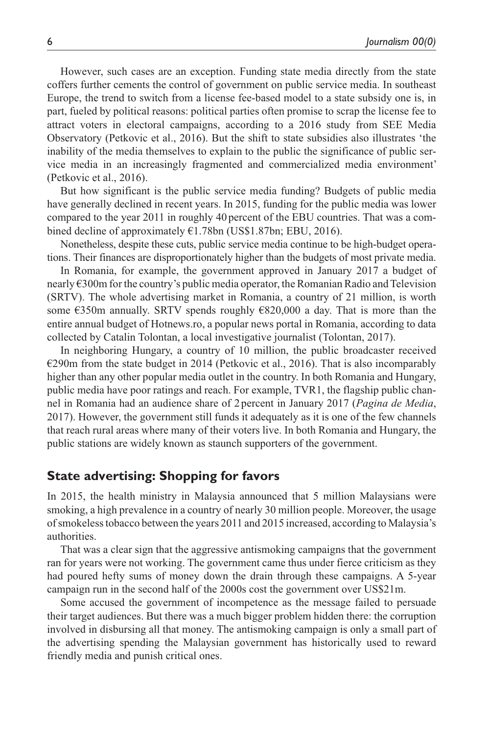However, such cases are an exception. Funding state media directly from the state coffers further cements the control of government on public service media. In southeast Europe, the trend to switch from a license fee-based model to a state subsidy one is, in part, fueled by political reasons: political parties often promise to scrap the license fee to attract voters in electoral campaigns, according to a 2016 study from SEE Media Observatory (Petkovic et al., 2016). But the shift to state subsidies also illustrates 'the inability of the media themselves to explain to the public the significance of public service media in an increasingly fragmented and commercialized media environment' (Petkovic et al., 2016).

But how significant is the public service media funding? Budgets of public media have generally declined in recent years. In 2015, funding for the public media was lower compared to the year 2011 in roughly 40 percent of the EBU countries. That was a combined decline of approximately €1.78bn (US$1.87bn; EBU, 2016).

Nonetheless, despite these cuts, public service media continue to be high-budget operations. Their finances are disproportionately higher than the budgets of most private media.

In Romania, for example, the government approved in January 2017 a budget of nearly €300m for the country's public media operator, the Romanian Radio and Television (SRTV). The whole advertising market in Romania, a country of 21 million, is worth some €350m annually. SRTV spends roughly €820,000 a day. That is more than the entire annual budget of Hotnews.ro, a popular news portal in Romania, according to data collected by Catalin Tolontan, a local investigative journalist (Tolontan, 2017).

In neighboring Hungary, a country of 10 million, the public broadcaster received €290m from the state budget in 2014 (Petkovic et al., 2016). That is also incomparably higher than any other popular media outlet in the country. In both Romania and Hungary, public media have poor ratings and reach. For example, TVR1, the flagship public channel in Romania had an audience share of 2 percent in January 2017 (*Pagina de Media*, 2017). However, the government still funds it adequately as it is one of the few channels that reach rural areas where many of their voters live. In both Romania and Hungary, the public stations are widely known as staunch supporters of the government.

## State advertising: Shopping for favors

In 2015, the health ministry in Malaysia announced that 5 million Malaysians were smoking, a high prevalence in a country of nearly 30 million people. Moreover, the usage of smokeless tobacco between the years 2011 and 2015 increased, according to Malaysia's authorities.

That was a clear sign that the aggressive antismoking campaigns that the government ran for years were not working. The government came thus under fierce criticism as they had poured hefty sums of money down the drain through these campaigns. A 5-year campaign run in the second half of the 2000s cost the government over US$21m.

Some accused the government of incompetence as the message failed to persuade their target audiences. But there was a much bigger problem hidden there: the corruption involved in disbursing all that money. The antismoking campaign is only a small part of the advertising spending the Malaysian government has historically used to reward friendly media and punish critical ones.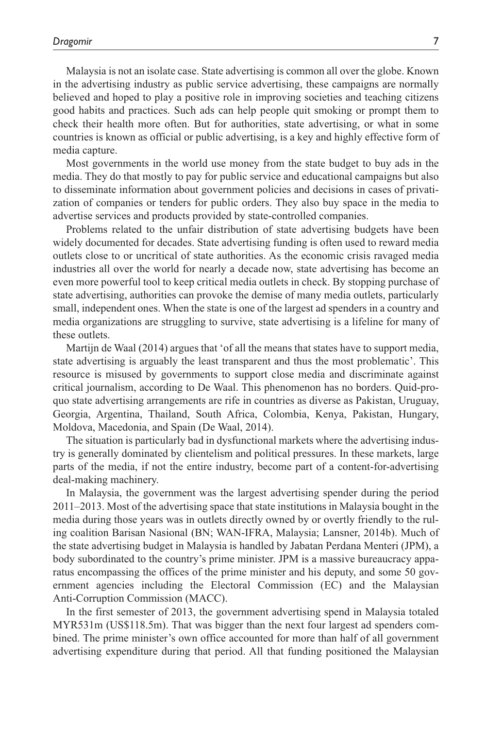Malaysia is not an isolate case. State advertising is common all over the globe. Known in the advertising industry as public service advertising, these campaigns are normally believed and hoped to play a positive role in improving societies and teaching citizens good habits and practices. Such ads can help people quit smoking or prompt them to check their health more often. But for authorities, state advertising, or what in some countries is known as official or public advertising, is a key and highly effective form of media capture.

Most governments in the world use money from the state budget to buy ads in the media. They do that mostly to pay for public service and educational campaigns but also to disseminate information about government policies and decisions in cases of privatization of companies or tenders for public orders. They also buy space in the media to advertise services and products provided by state-controlled companies.

Problems related to the unfair distribution of state advertising budgets have been widely documented for decades. State advertising funding is often used to reward media outlets close to or uncritical of state authorities. As the economic crisis ravaged media industries all over the world for nearly a decade now, state advertising has become an even more powerful tool to keep critical media outlets in check. By stopping purchase of state advertising, authorities can provoke the demise of many media outlets, particularly small, independent ones. When the state is one of the largest ad spenders in a country and media organizations are struggling to survive, state advertising is a lifeline for many of these outlets.

Martijn de Waal (2014) argues that 'of all the means that states have to support media, state advertising is arguably the least transparent and thus the most problematic'. This resource is misused by governments to support close media and discriminate against critical journalism, according to De Waal. This phenomenon has no borders. Quid-pro-quo state advertising arrangements are rife in countries as diverse as Pakistan, Uruguay, Georgia, Argentina, Thailand, South Africa, Colombia, Kenya, Pakistan, Hungary, Moldova, Macedonia, and Spain (De Waal, 2014).

The situation is particularly bad in dysfunctional markets where the advertising industry is generally dominated by clientelism and political pressures. In these markets, large parts of the media, if not the entire industry, become part of a content-for-advertising deal-making machinery.

In Malaysia, the government was the largest advertising spender during the period 2011–2013. Most of the advertising space that state institutions in Malaysia bought in the media during those years was in outlets directly owned by or overtly friendly to the ruling coalition Barisan Nasional (BN; WAN-IFRA, Malaysia; Lansner, 2014b). Much of the state advertising budget in Malaysia is handled by Jabatan Perdana Menteri (JPM), a body subordinated to the country's prime minister. JPM is a massive bureaucracy apparatus encompassing the offices of the prime minister and his deputy, and some 50 government agencies including the Electoral Commission (EC) and the Malaysian Anti-Corruption Commission (MACC).

In the first semester of 2013, the government advertising spend in Malaysia totaled MYR531m (US$118.5m). That was bigger than the next four largest ad spenders combined. The prime minister's own office accounted for more than half of all government advertising expenditure during that period. All that funding positioned the Malaysian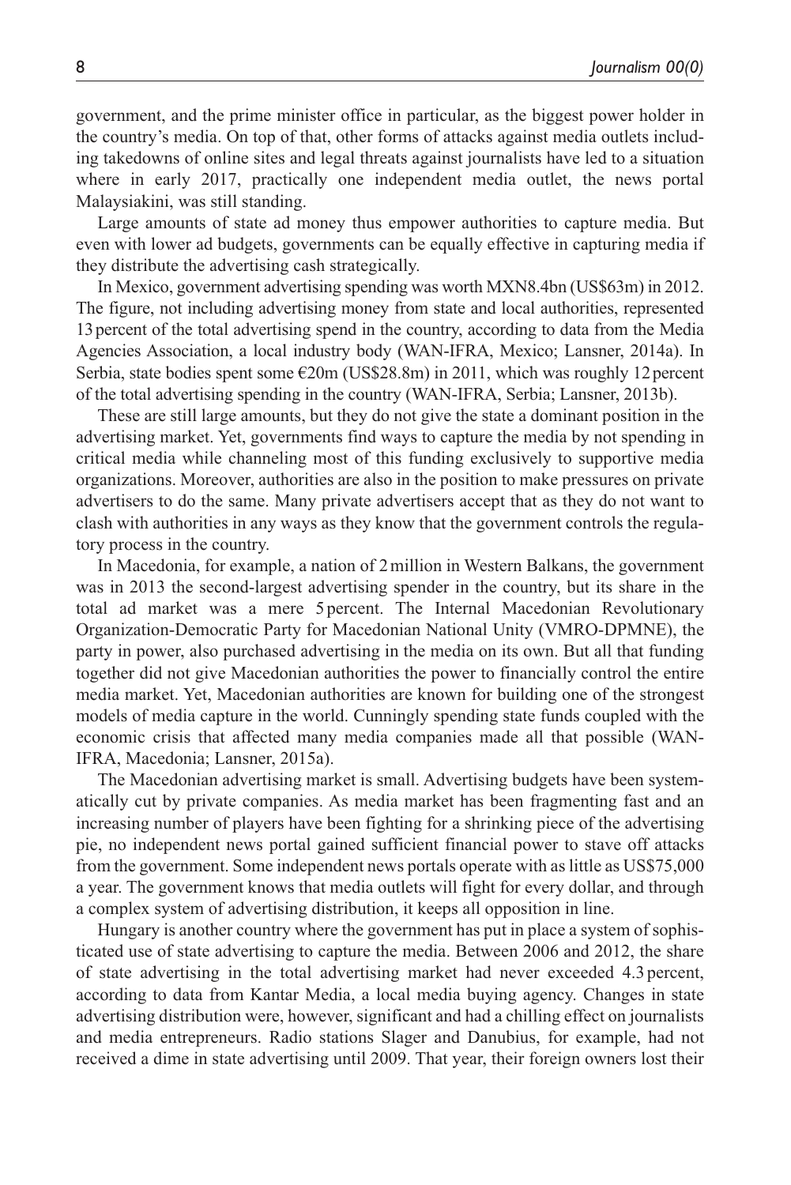government, and the prime minister office in particular, as the biggest power holder in the country's media. On top of that, other forms of attacks against media outlets including takedowns of online sites and legal threats against journalists have led to a situation where in early 2017, practically one independent media outlet, the news portal Malaysiakini, was still standing.

Large amounts of state ad money thus empower authorities to capture media. But even with lower ad budgets, governments can be equally effective in capturing media if they distribute the advertising cash strategically.

In Mexico, government advertising spending was worth MXN8.4bn (US$63m) in 2012. The figure, not including advertising money from state and local authorities, represented 13 percent of the total advertising spend in the country, according to data from the Media Agencies Association, a local industry body (WAN-IFRA, Mexico; Lansner, 2014a). In Serbia, state bodies spent some €20m (US$28.8m) in 2011, which was roughly 12 percent of the total advertising spending in the country (WAN-IFRA, Serbia; Lansner, 2013b).

These are still large amounts, but they do not give the state a dominant position in the advertising market. Yet, governments find ways to capture the media by not spending in critical media while channeling most of this funding exclusively to supportive media organizations. Moreover, authorities are also in the position to make pressures on private advertisers to do the same. Many private advertisers accept that as they do not want to clash with authorities in any ways as they know that the government controls the regulatory process in the country.

In Macedonia, for example, a nation of 2 million in Western Balkans, the government was in 2013 the second-largest advertising spender in the country, but its share in the total ad market was a mere 5 percent. The Internal Macedonian Revolutionary Organization-Democratic Party for Macedonian National Unity (VMRO-DPMNE), the party in power, also purchased advertising in the media on its own. But all that funding together did not give Macedonian authorities the power to financially control the entire media market. Yet, Macedonian authorities are known for building one of the strongest models of media capture in the world. Cunningly spending state funds coupled with the economic crisis that affected many media companies made all that possible (WAN-IFRA, Macedonia; Lansner, 2015a).

The Macedonian advertising market is small. Advertising budgets have been systematically cut by private companies. As media market has been fragmenting fast and an increasing number of players have been fighting for a shrinking piece of the advertising pie, no independent news portal gained sufficient financial power to stave off attacks from the government. Some independent news portals operate with as little as US$75,000 a year. The government knows that media outlets will fight for every dollar, and through a complex system of advertising distribution, it keeps all opposition in line.

Hungary is another country where the government has put in place a system of sophisticated use of state advertising to capture the media. Between 2006 and 2012, the share of state advertising in the total advertising market had never exceeded 4.3 percent, according to data from Kantar Media, a local media buying agency. Changes in state advertising distribution were, however, significant and had a chilling effect on journalists and media entrepreneurs. Radio stations Slager and Danubius, for example, had not received a dime in state advertising until 2009. That year, their foreign owners lost their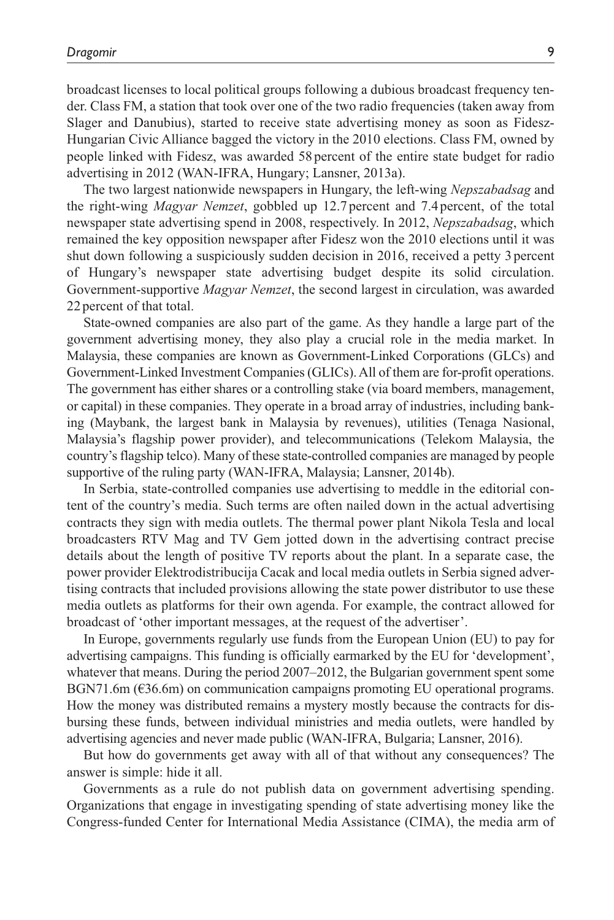broadcast licenses to local political groups following a dubious broadcast frequency tender. Class FM, a station that took over one of the two radio frequencies (taken away from Slager and Danubius), started to receive state advertising money as soon as Fidesz-Hungarian Civic Alliance bagged the victory in the 2010 elections. Class FM, owned by people linked with Fidesz, was awarded 58 percent of the entire state budget for radio advertising in 2012 (WAN-IFRA, Hungary; Lansner, 2013a).

The two largest nationwide newspapers in Hungary, the left-wing *Nepszabadsag* and the right-wing *Magyar Nemzet*, gobbled up 12.7 percent and 7.4 percent, of the total newspaper state advertising spend in 2008, respectively. In 2012, *Nepszabadsag*, which remained the key opposition newspaper after Fidesz won the 2010 elections until it was shut down following a suspiciously sudden decision in 2016, received a petty 3 percent of Hungary's newspaper state advertising budget despite its solid circulation. Government-supportive *Magyar Nemzet*, the second largest in circulation, was awarded 22 percent of that total.

State-owned companies are also part of the game. As they handle a large part of the government advertising money, they also play a crucial role in the media market. In Malaysia, these companies are known as Government-Linked Corporations (GLCs) and Government-Linked Investment Companies (GLICs). All of them are for-profit operations. The government has either shares or a controlling stake (via board members, management, or capital) in these companies. They operate in a broad array of industries, including banking (Maybank, the largest bank in Malaysia by revenues), utilities (Tenaga Nasional, Malaysia's flagship power provider), and telecommunications (Telekom Malaysia, the country's flagship telco). Many of these state-controlled companies are managed by people supportive of the ruling party (WAN-IFRA, Malaysia; Lansner, 2014b).

In Serbia, state-controlled companies use advertising to meddle in the editorial content of the country's media. Such terms are often nailed down in the actual advertising contracts they sign with media outlets. The thermal power plant Nikola Tesla and local broadcasters RTV Mag and TV Gem jotted down in the advertising contract precise details about the length of positive TV reports about the plant. In a separate case, the power provider Elektrodistribucija Cacak and local media outlets in Serbia signed advertising contracts that included provisions allowing the state power distributor to use these media outlets as platforms for their own agenda. For example, the contract allowed for broadcast of 'other important messages, at the request of the advertiser'.

In Europe, governments regularly use funds from the European Union (EU) to pay for advertising campaigns. This funding is officially earmarked by the EU for 'development', whatever that means. During the period 2007–2012, the Bulgarian government spent some BGN71.6m (€36.6m) on communication campaigns promoting EU operational programs. How the money was distributed remains a mystery mostly because the contracts for disbursing these funds, between individual ministries and media outlets, were handled by advertising agencies and never made public (WAN-IFRA, Bulgaria; Lansner, 2016).

But how do governments get away with all of that without any consequences? The answer is simple: hide it all.

Governments as a rule do not publish data on government advertising spending. Organizations that engage in investigating spending of state advertising money like the Congress-funded Center for International Media Assistance (CIMA), the media arm of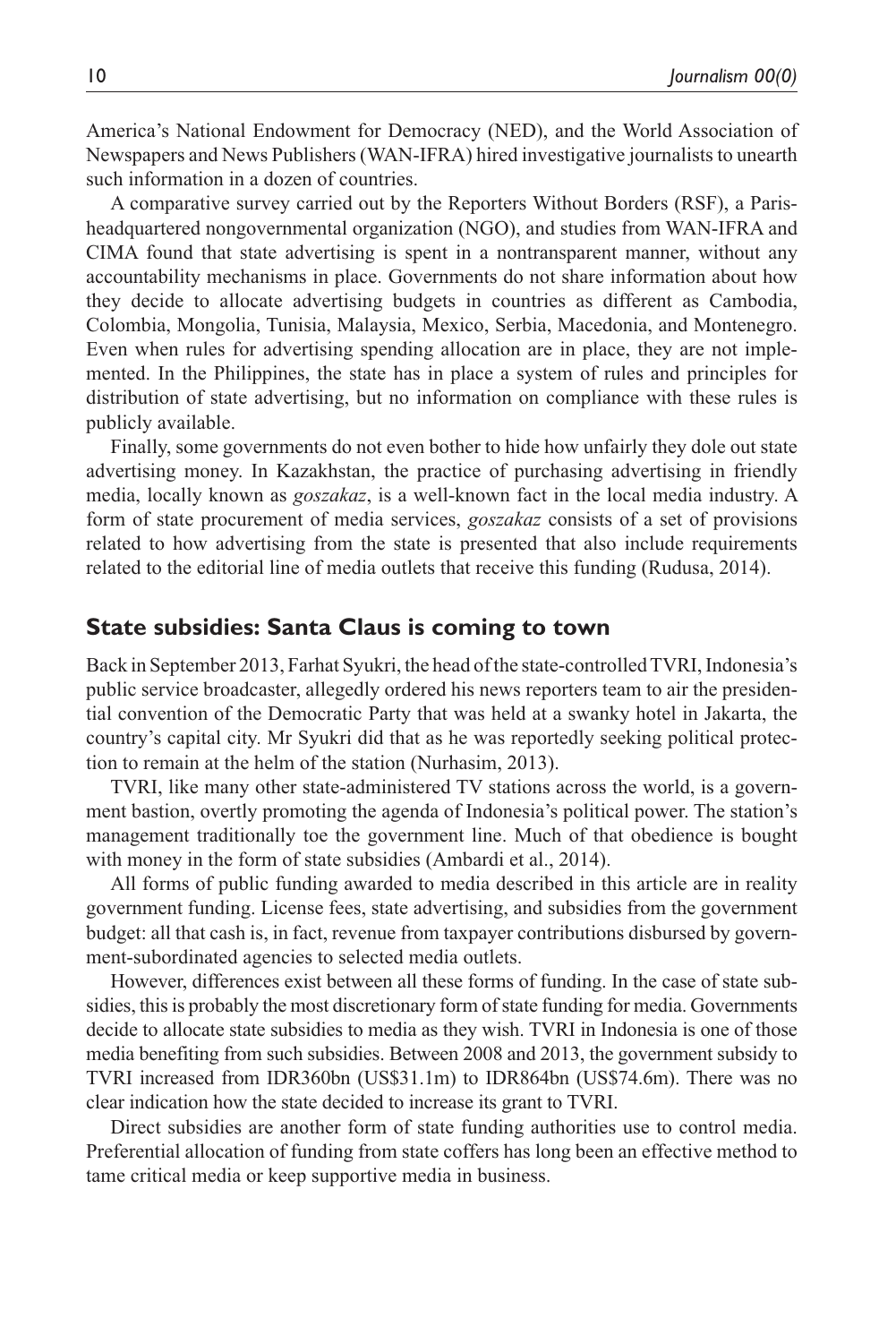America's National Endowment for Democracy (NED), and the World Association of Newspapers and News Publishers (WAN-IFRA) hired investigative journalists to unearth such information in a dozen of countries.

A comparative survey carried out by the Reporters Without Borders (RSF), a Paris-headquartered nongovernmental organization (NGO), and studies from WAN-IFRA and CIMA found that state advertising is spent in a nontransparent manner, without any accountability mechanisms in place. Governments do not share information about how they decide to allocate advertising budgets in countries as different as Cambodia, Colombia, Mongolia, Tunisia, Malaysia, Mexico, Serbia, Macedonia, and Montenegro. Even when rules for advertising spending allocation are in place, they are not implemented. In the Philippines, the state has in place a system of rules and principles for distribution of state advertising, but no information on compliance with these rules is publicly available.

Finally, some governments do not even bother to hide how unfairly they dole out state advertising money. In Kazakhstan, the practice of purchasing advertising in friendly media, locally known as *goszakaz*, is a well-known fact in the local media industry. A form of state procurement of media services, *goszakaz* consists of a set of provisions related to how advertising from the state is presented that also include requirements related to the editorial line of media outlets that receive this funding (Rudusa, 2014).

## State subsidies: Santa Claus is coming to town

Back in September 2013, Farhat Syukri, the head of the state-controlled TVRI, Indonesia's public service broadcaster, allegedly ordered his news reporters team to air the presidential convention of the Democratic Party that was held at a swanky hotel in Jakarta, the country's capital city. Mr Syukri did that as he was reportedly seeking political protection to remain at the helm of the station (Nurhasim, 2013).

TVRI, like many other state-administered TV stations across the world, is a government bastion, overtly promoting the agenda of Indonesia's political power. The station's management traditionally toe the government line. Much of that obedience is bought with money in the form of state subsidies (Ambardi et al., 2014).

All forms of public funding awarded to media described in this article are in reality government funding. License fees, state advertising, and subsidies from the government budget: all that cash is, in fact, revenue from taxpayer contributions disbursed by government-subordinated agencies to selected media outlets.

However, differences exist between all these forms of funding. In the case of state subsidies, this is probably the most discretionary form of state funding for media. Governments decide to allocate state subsidies to media as they wish. TVRI in Indonesia is one of those media benefiting from such subsidies. Between 2008 and 2013, the government subsidy to TVRI increased from IDR360bn (US$31.1m) to IDR864bn (US$74.6m). There was no clear indication how the state decided to increase its grant to TVRI.

Direct subsidies are another form of state funding authorities use to control media. Preferential allocation of funding from state coffers has long been an effective method to tame critical media or keep supportive media in business.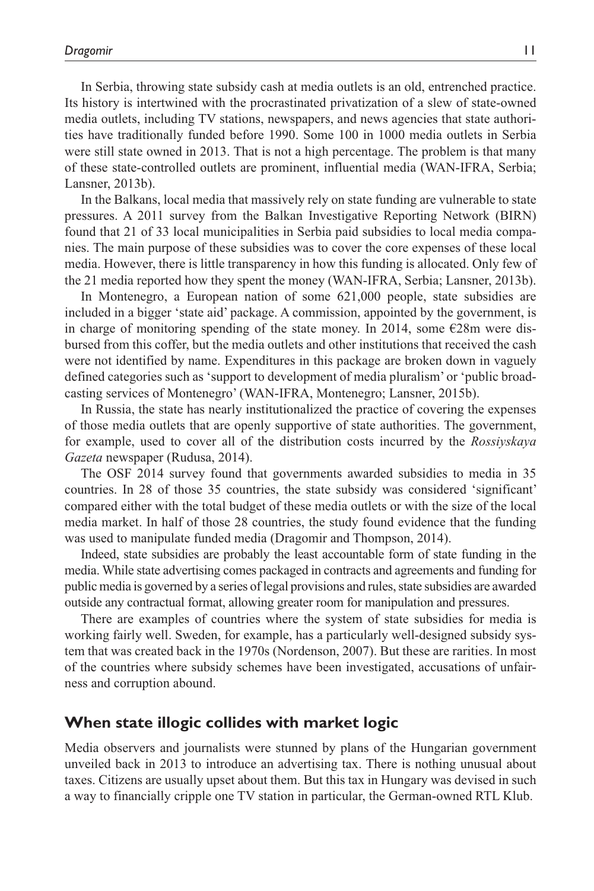In Serbia, throwing state subsidy cash at media outlets is an old, entrenched practice. Its history is intertwined with the procrastinated privatization of a slew of state-owned media outlets, including TV stations, newspapers, and news agencies that state authorities have traditionally funded before 1990. Some 100 in 1000 media outlets in Serbia were still state owned in 2013. That is not a high percentage. The problem is that many of these state-controlled outlets are prominent, influential media (WAN-IFRA, Serbia; Lansner, 2013b).

In the Balkans, local media that massively rely on state funding are vulnerable to state pressures. A 2011 survey from the Balkan Investigative Reporting Network (BIRN) found that 21 of 33 local municipalities in Serbia paid subsidies to local media companies. The main purpose of these subsidies was to cover the core expenses of these local media. However, there is little transparency in how this funding is allocated. Only few of the 21 media reported how they spent the money (WAN-IFRA, Serbia; Lansner, 2013b).

In Montenegro, a European nation of some 621,000 people, state subsidies are included in a bigger 'state aid' package. A commission, appointed by the government, is in charge of monitoring spending of the state money. In 2014, some €28m were disbursed from this coffer, but the media outlets and other institutions that received the cash were not identified by name. Expenditures in this package are broken down in vaguely defined categories such as 'support to development of media pluralism' or 'public broadcasting services of Montenegro' (WAN-IFRA, Montenegro; Lansner, 2015b).

In Russia, the state has nearly institutionalized the practice of covering the expenses of those media outlets that are openly supportive of state authorities. The government, for example, used to cover all of the distribution costs incurred by the *Rossiyskaya Gazeta* newspaper (Rudusa, 2014).

The OSF 2014 survey found that governments awarded subsidies to media in 35 countries. In 28 of those 35 countries, the state subsidy was considered 'significant' compared either with the total budget of these media outlets or with the size of the local media market. In half of those 28 countries, the study found evidence that the funding was used to manipulate funded media (Dragomir and Thompson, 2014).

Indeed, state subsidies are probably the least accountable form of state funding in the media. While state advertising comes packaged in contracts and agreements and funding for public media is governed by a series of legal provisions and rules, state subsidies are awarded outside any contractual format, allowing greater room for manipulation and pressures.

There are examples of countries where the system of state subsidies for media is working fairly well. Sweden, for example, has a particularly well-designed subsidy system that was created back in the 1970s (Nordenson, 2007). But these are rarities. In most of the countries where subsidy schemes have been investigated, accusations of unfairness and corruption abound.

## When state illogic collides with market logic

Media observers and journalists were stunned by plans of the Hungarian government unveiled back in 2013 to introduce an advertising tax. There is nothing unusual about taxes. Citizens are usually upset about them. But this tax in Hungary was devised in such a way to financially cripple one TV station in particular, the German-owned RTL Klub.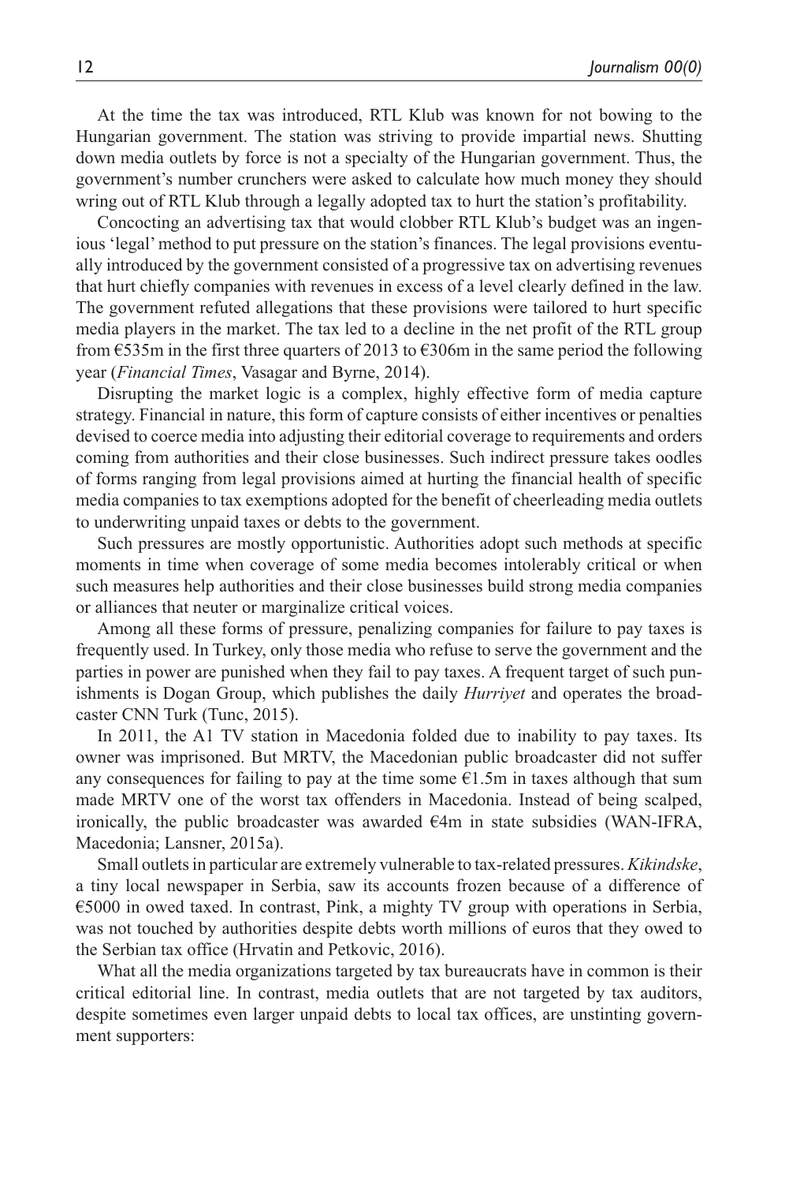At the time the tax was introduced, RTL Klub was known for not bowing to the Hungarian government. The station was striving to provide impartial news. Shutting down media outlets by force is not a specialty of the Hungarian government. Thus, the government's number crunchers were asked to calculate how much money they should wring out of RTL Klub through a legally adopted tax to hurt the station's profitability.

Concocting an advertising tax that would clobber RTL Klub's budget was an ingenious 'legal' method to put pressure on the station's finances. The legal provisions eventually introduced by the government consisted of a progressive tax on advertising revenues that hurt chiefly companies with revenues in excess of a level clearly defined in the law. The government refuted allegations that these provisions were tailored to hurt specific media players in the market. The tax led to a decline in the net profit of the RTL group from €535m in the first three quarters of 2013 to €306m in the same period the following year (*Financial Times*, Vasagar and Byrne, 2014).

Disrupting the market logic is a complex, highly effective form of media capture strategy. Financial in nature, this form of capture consists of either incentives or penalties devised to coerce media into adjusting their editorial coverage to requirements and orders coming from authorities and their close businesses. Such indirect pressure takes oodles of forms ranging from legal provisions aimed at hurting the financial health of specific media companies to tax exemptions adopted for the benefit of cheerleading media outlets to underwriting unpaid taxes or debts to the government.

Such pressures are mostly opportunistic. Authorities adopt such methods at specific moments in time when coverage of some media becomes intolerably critical or when such measures help authorities and their close businesses build strong media companies or alliances that neuter or marginalize critical voices.

Among all these forms of pressure, penalizing companies for failure to pay taxes is frequently used. In Turkey, only those media who refuse to serve the government and the parties in power are punished when they fail to pay taxes. A frequent target of such punishments is Dogan Group, which publishes the daily *Hurriyet* and operates the broadcaster CNN Turk (Tunc, 2015).

In 2011, the A1 TV station in Macedonia folded due to inability to pay taxes. Its owner was imprisoned. But MRTV, the Macedonian public broadcaster did not suffer any consequences for failing to pay at the time some €1.5m in taxes although that sum made MRTV one of the worst tax offenders in Macedonia. Instead of being scalped, ironically, the public broadcaster was awarded €4m in state subsidies (WAN-IFRA, Macedonia; Lansner, 2015a).

Small outlets in particular are extremely vulnerable to tax-related pressures. *Kikindske*, a tiny local newspaper in Serbia, saw its accounts frozen because of a difference of €5000 in owed taxed. In contrast, Pink, a mighty TV group with operations in Serbia, was not touched by authorities despite debts worth millions of euros that they owed to the Serbian tax office (Hrvatin and Petkovic, 2016).

What all the media organizations targeted by tax bureaucrats have in common is their critical editorial line. In contrast, media outlets that are not targeted by tax auditors, despite sometimes even larger unpaid debts to local tax offices, are unstinting government supporters: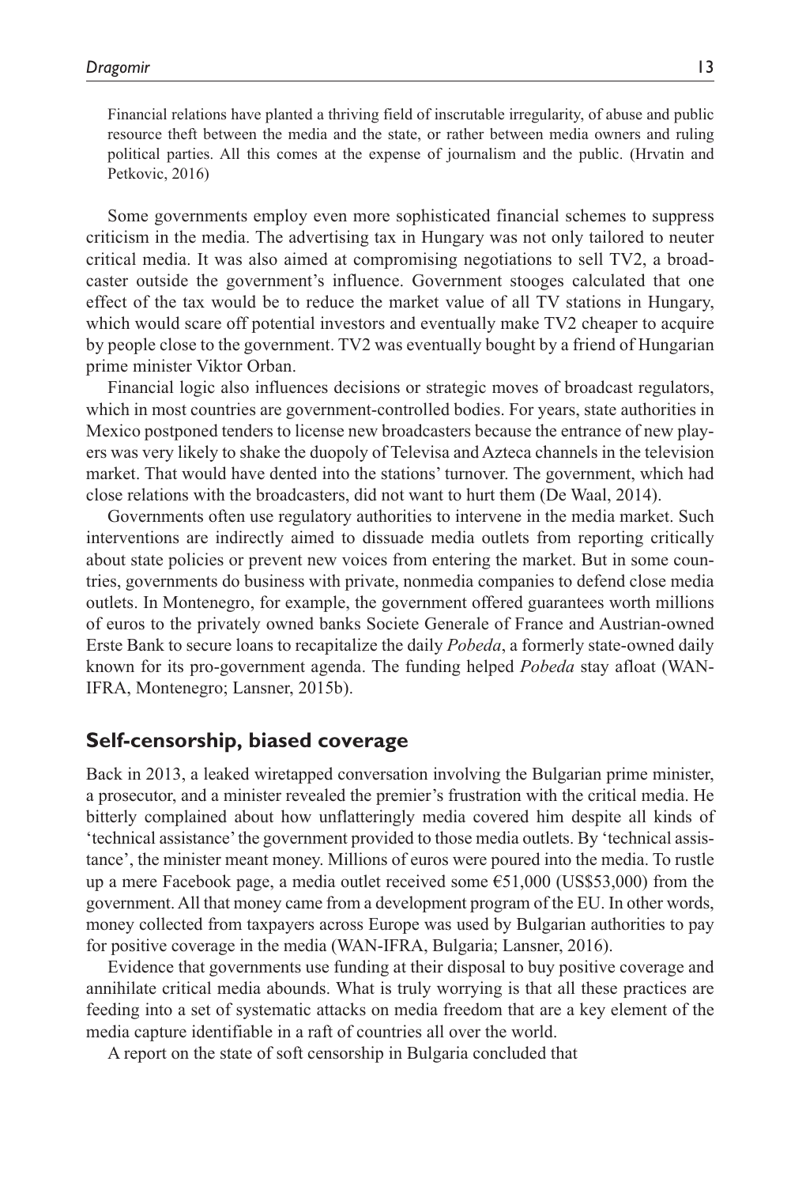> Financial relations have planted a thriving field of inscrutable irregularity, of abuse and public resource theft between the media and the state, or rather between media owners and ruling political parties. All this comes at the expense of journalism and the public. (Hrvatin and Petkovic, 2016)

Some governments employ even more sophisticated financial schemes to suppress criticism in the media. The advertising tax in Hungary was not only tailored to neuter critical media. It was also aimed at compromising negotiations to sell TV2, a broadcaster outside the government's influence. Government stooges calculated that one effect of the tax would be to reduce the market value of all TV stations in Hungary, which would scare off potential investors and eventually make TV2 cheaper to acquire by people close to the government. TV2 was eventually bought by a friend of Hungarian prime minister Viktor Orban.

Financial logic also influences decisions or strategic moves of broadcast regulators, which in most countries are government-controlled bodies. For years, state authorities in Mexico postponed tenders to license new broadcasters because the entrance of new players was very likely to shake the duopoly of Televisa and Azteca channels in the television market. That would have dented into the stations' turnover. The government, which had close relations with the broadcasters, did not want to hurt them (De Waal, 2014).

Governments often use regulatory authorities to intervene in the media market. Such interventions are indirectly aimed to dissuade media outlets from reporting critically about state policies or prevent new voices from entering the market. But in some countries, governments do business with private, nonmedia companies to defend close media outlets. In Montenegro, for example, the government offered guarantees worth millions of euros to the privately owned banks Societe Generale of France and Austrian-owned Erste Bank to secure loans to recapitalize the daily *Pobeda*, a formerly state-owned daily known for its pro-government agenda. The funding helped *Pobeda* stay afloat (WAN-IFRA, Montenegro; Lansner, 2015b).

## Self-censorship, biased coverage

Back in 2013, a leaked wiretapped conversation involving the Bulgarian prime minister, a prosecutor, and a minister revealed the premier's frustration with the critical media. He bitterly complained about how unflatteringly media covered him despite all kinds of 'technical assistance' the government provided to those media outlets. By 'technical assistance', the minister meant money. Millions of euros were poured into the media. To rustle up a mere Facebook page, a media outlet received some €51,000 (US$53,000) from the government. All that money came from a development program of the EU. In other words, money collected from taxpayers across Europe was used by Bulgarian authorities to pay for positive coverage in the media (WAN-IFRA, Bulgaria; Lansner, 2016).

Evidence that governments use funding at their disposal to buy positive coverage and annihilate critical media abounds. What is truly worrying is that all these practices are feeding into a set of systematic attacks on media freedom that are a key element of the media capture identifiable in a raft of countries all over the world.

A report on the state of soft censorship in Bulgaria concluded that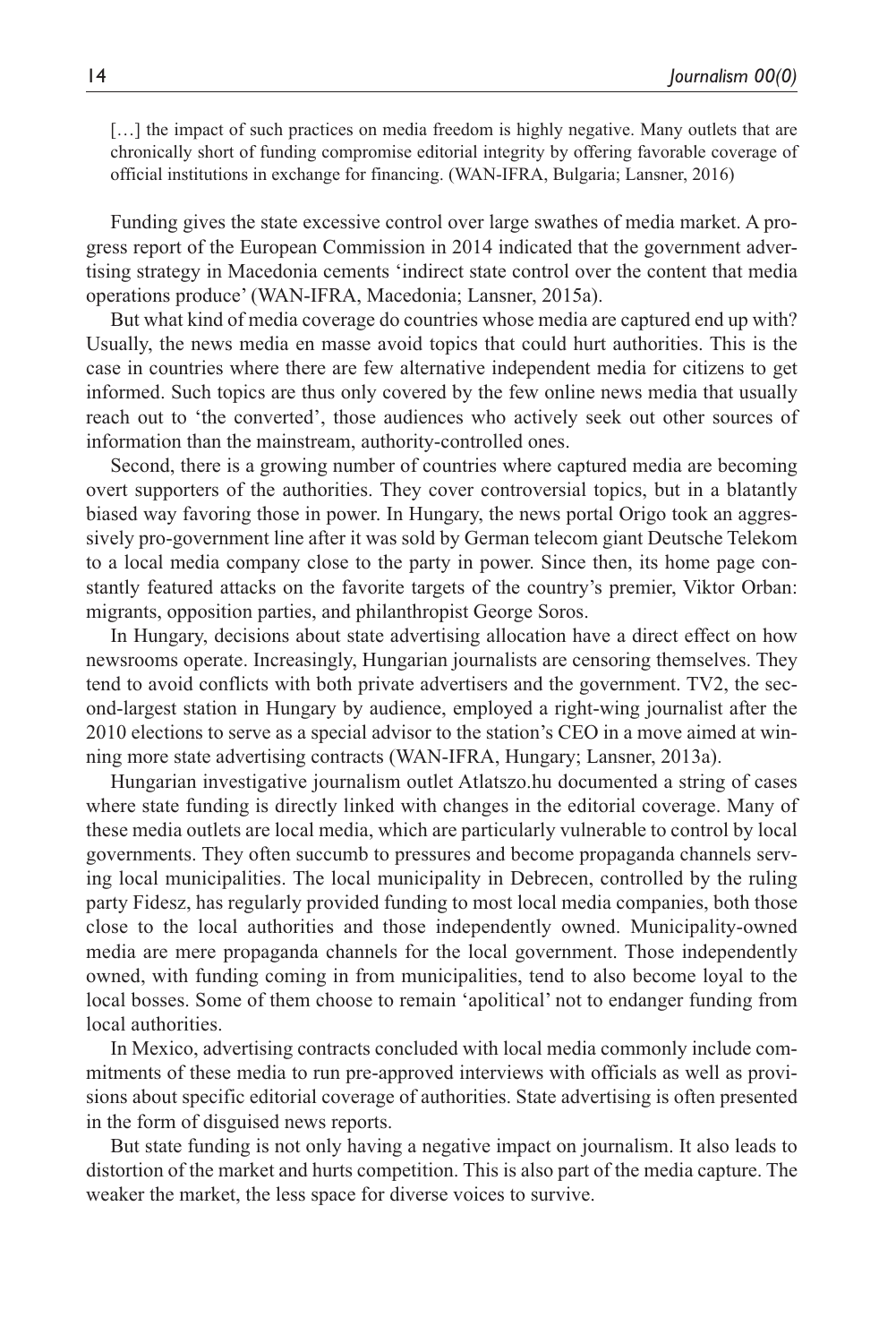> […] the impact of such practices on media freedom is highly negative. Many outlets that are chronically short of funding compromise editorial integrity by offering favorable coverage of official institutions in exchange for financing. (WAN-IFRA, Bulgaria; Lansner, 2016)

Funding gives the state excessive control over large swathes of media market. A progress report of the European Commission in 2014 indicated that the government advertising strategy in Macedonia cements 'indirect state control over the content that media operations produce' (WAN-IFRA, Macedonia; Lansner, 2015a).

But what kind of media coverage do countries whose media are captured end up with? Usually, the news media en masse avoid topics that could hurt authorities. This is the case in countries where there are few alternative independent media for citizens to get informed. Such topics are thus only covered by the few online news media that usually reach out to 'the converted', those audiences who actively seek out other sources of information than the mainstream, authority-controlled ones.

Second, there is a growing number of countries where captured media are becoming overt supporters of the authorities. They cover controversial topics, but in a blatantly biased way favoring those in power. In Hungary, the news portal Origo took an aggressively pro-government line after it was sold by German telecom giant Deutsche Telekom to a local media company close to the party in power. Since then, its home page constantly featured attacks on the favorite targets of the country's premier, Viktor Orban: migrants, opposition parties, and philanthropist George Soros.

In Hungary, decisions about state advertising allocation have a direct effect on how newsrooms operate. Increasingly, Hungarian journalists are censoring themselves. They tend to avoid conflicts with both private advertisers and the government. TV2, the second-largest station in Hungary by audience, employed a right-wing journalist after the 2010 elections to serve as a special advisor to the station's CEO in a move aimed at winning more state advertising contracts (WAN-IFRA, Hungary; Lansner, 2013a).

Hungarian investigative journalism outlet Atlatszo.hu documented a string of cases where state funding is directly linked with changes in the editorial coverage. Many of these media outlets are local media, which are particularly vulnerable to control by local governments. They often succumb to pressures and become propaganda channels serving local municipalities. The local municipality in Debrecen, controlled by the ruling party Fidesz, has regularly provided funding to most local media companies, both those close to the local authorities and those independently owned. Municipality-owned media are mere propaganda channels for the local government. Those independently owned, with funding coming in from municipalities, tend to also become loyal to the local bosses. Some of them choose to remain 'apolitical' not to endanger funding from local authorities.

In Mexico, advertising contracts concluded with local media commonly include commitments of these media to run pre-approved interviews with officials as well as provisions about specific editorial coverage of authorities. State advertising is often presented in the form of disguised news reports.

But state funding is not only having a negative impact on journalism. It also leads to distortion of the market and hurts competition. This is also part of the media capture. The weaker the market, the less space for diverse voices to survive.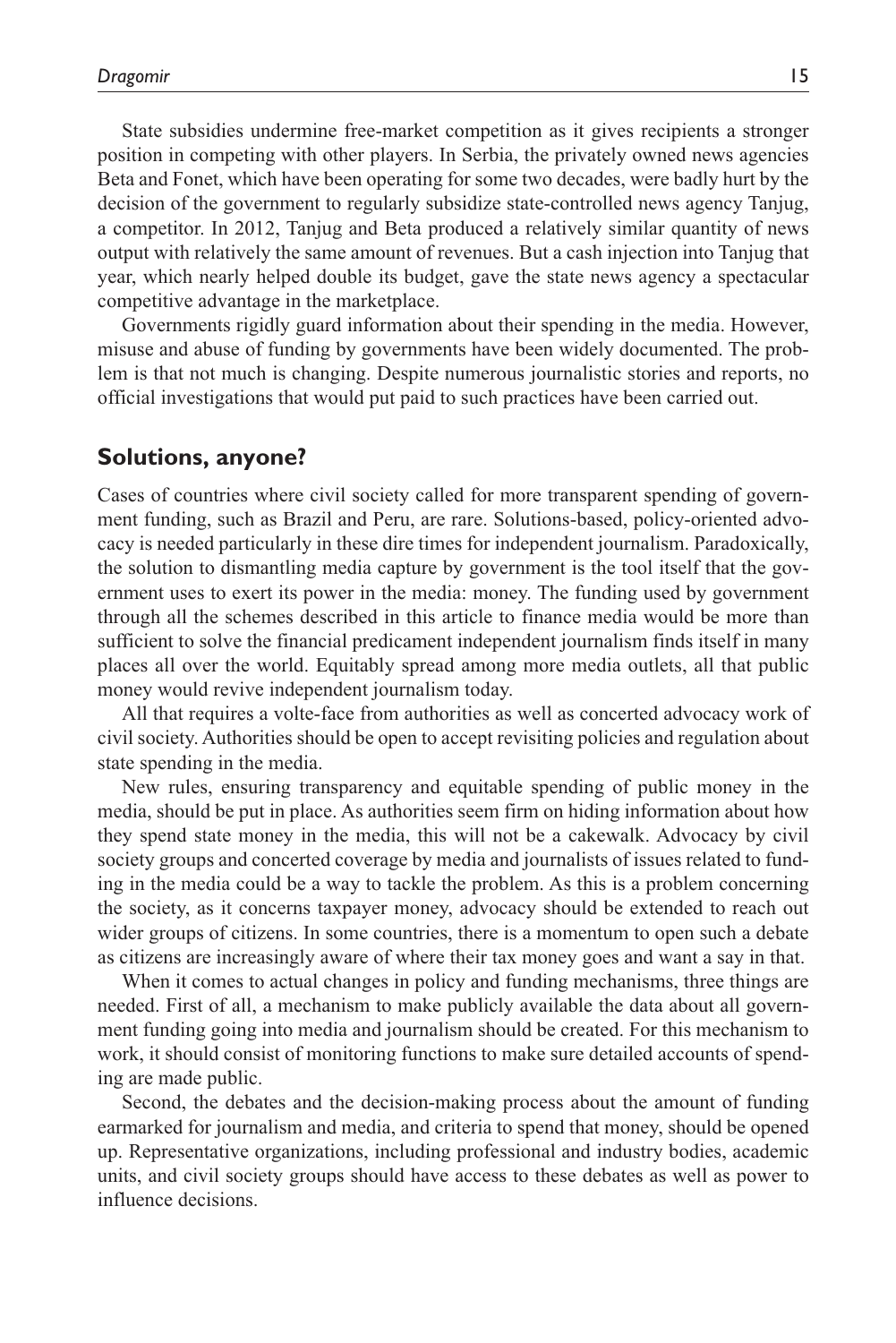State subsidies undermine free-market competition as it gives recipients a stronger position in competing with other players. In Serbia, the privately owned news agencies Beta and Fonet, which have been operating for some two decades, were badly hurt by the decision of the government to regularly subsidize state-controlled news agency Tanjug, a competitor. In 2012, Tanjug and Beta produced a relatively similar quantity of news output with relatively the same amount of revenues. But a cash injection into Tanjug that year, which nearly helped double its budget, gave the state news agency a spectacular competitive advantage in the marketplace.

Governments rigidly guard information about their spending in the media. However, misuse and abuse of funding by governments have been widely documented. The problem is that not much is changing. Despite numerous journalistic stories and reports, no official investigations that would put paid to such practices have been carried out.

## Solutions, anyone?

Cases of countries where civil society called for more transparent spending of government funding, such as Brazil and Peru, are rare. Solutions-based, policy-oriented advocacy is needed particularly in these dire times for independent journalism. Paradoxically, the solution to dismantling media capture by government is the tool itself that the government uses to exert its power in the media: money. The funding used by government through all the schemes described in this article to finance media would be more than sufficient to solve the financial predicament independent journalism finds itself in many places all over the world. Equitably spread among more media outlets, all that public money would revive independent journalism today.

All that requires a volte-face from authorities as well as concerted advocacy work of civil society. Authorities should be open to accept revisiting policies and regulation about state spending in the media.

New rules, ensuring transparency and equitable spending of public money in the media, should be put in place. As authorities seem firm on hiding information about how they spend state money in the media, this will not be a cakewalk. Advocacy by civil society groups and concerted coverage by media and journalists of issues related to funding in the media could be a way to tackle the problem. As this is a problem concerning the society, as it concerns taxpayer money, advocacy should be extended to reach out wider groups of citizens. In some countries, there is a momentum to open such a debate as citizens are increasingly aware of where their tax money goes and want a say in that.

When it comes to actual changes in policy and funding mechanisms, three things are needed. First of all, a mechanism to make publicly available the data about all government funding going into media and journalism should be created. For this mechanism to work, it should consist of monitoring functions to make sure detailed accounts of spending are made public.

Second, the debates and the decision-making process about the amount of funding earmarked for journalism and media, and criteria to spend that money, should be opened up. Representative organizations, including professional and industry bodies, academic units, and civil society groups should have access to these debates as well as power to influence decisions.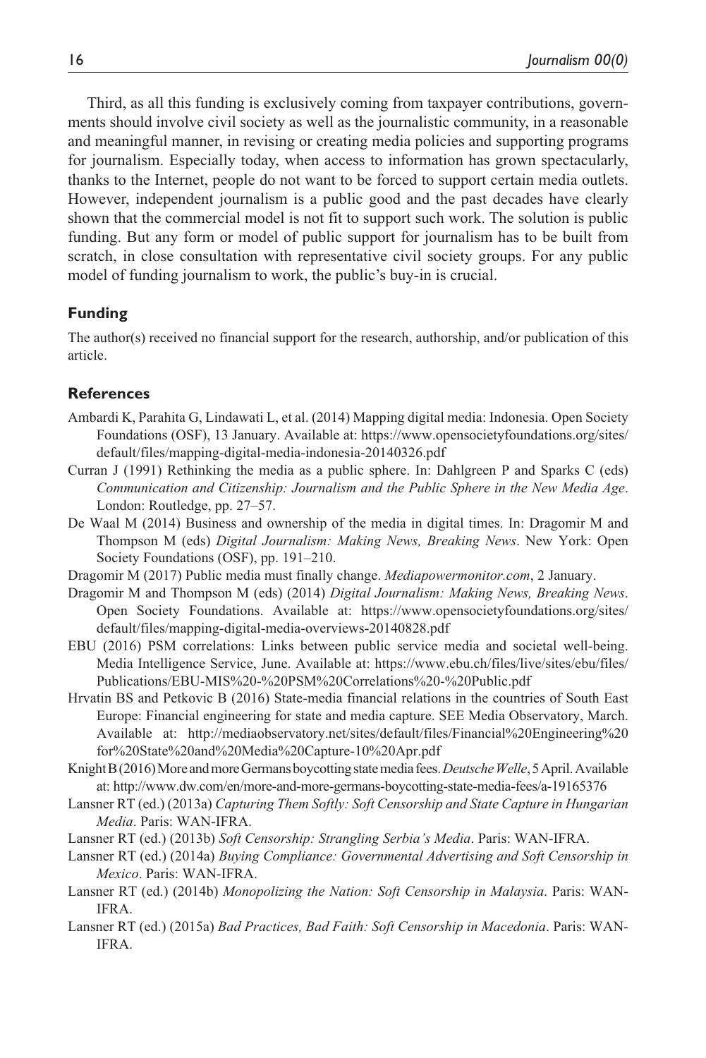Third, as all this funding is exclusively coming from taxpayer contributions, governments should involve civil society as well as the journalistic community, in a reasonable and meaningful manner, in revising or creating media policies and supporting programs for journalism. Especially today, when access to information has grown spectacularly, thanks to the Internet, people do not want to be forced to support certain media outlets. However, independent journalism is a public good and the past decades have clearly shown that the commercial model is not fit to support such work. The solution is public funding. But any form or model of public support for journalism has to be built from scratch, in close consultation with representative civil society groups. For any public model of funding journalism to work, the public's buy-in is crucial.

## Funding

The author(s) received no financial support for the research, authorship, and/or publication of this article.

## References

Ambardi K, Parahita G, Lindawati L, et al. (2014) Mapping digital media: Indonesia. Open Society Foundations (OSF), 13 January. Available at: https://www.opensocietyfoundations.org/sites/default/files/mapping-digital-media-indonesia-20140326.pdf

Curran J (1991) Rethinking the media as a public sphere. In: Dahlgreen P and Sparks C (eds) *Communication and Citizenship: Journalism and the Public Sphere in the New Media Age*. London: Routledge, pp. 27–57.

De Waal M (2014) Business and ownership of the media in digital times. In: Dragomir M and Thompson M (eds) *Digital Journalism: Making News, Breaking News*. New York: Open Society Foundations (OSF), pp. 191–210.

Dragomir M (2017) Public media must finally change. *Mediapowermonitor.com*, 2 January.

Dragomir M and Thompson M (eds) (2014) *Digital Journalism: Making News, Breaking News*. Open Society Foundations. Available at: https://www.opensocietyfoundations.org/sites/default/files/mapping-digital-media-overviews-20140828.pdf

EBU (2016) PSM correlations: Links between public service media and societal well-being. Media Intelligence Service, June. Available at: https://www.ebu.ch/files/live/sites/ebu/files/Publications/EBU-MIS%20-%20PSM%20Correlations%20-%20Public.pdf

Hrvatin BS and Petkovic B (2016) State-media financial relations in the countries of South East Europe: Financial engineering for state and media capture. SEE Media Observatory, March. Available at: http://mediaobservatory.net/sites/default/files/Financial%20Engineering%20for%20State%20and%20Media%20Capture-10%20Apr.pdf

Knight B (2016) More and more Germans boycotting state media fees. *Deutsche Welle*, 5 April. Available at: http://www.dw.com/en/more-and-more-germans-boycotting-state-media-fees/a-19165376

Lansner RT (ed.) (2013a) *Capturing Them Softly: Soft Censorship and State Capture in Hungarian Media*. Paris: WAN-IFRA.

Lansner RT (ed.) (2013b) *Soft Censorship: Strangling Serbia's Media*. Paris: WAN-IFRA.

Lansner RT (ed.) (2014a) *Buying Compliance: Governmental Advertising and Soft Censorship in Mexico*. Paris: WAN-IFRA.

Lansner RT (ed.) (2014b) *Monopolizing the Nation: Soft Censorship in Malaysia*. Paris: WAN-IFRA.

Lansner RT (ed.) (2015a) *Bad Practices, Bad Faith: Soft Censorship in Macedonia*. Paris: WAN-IFRA.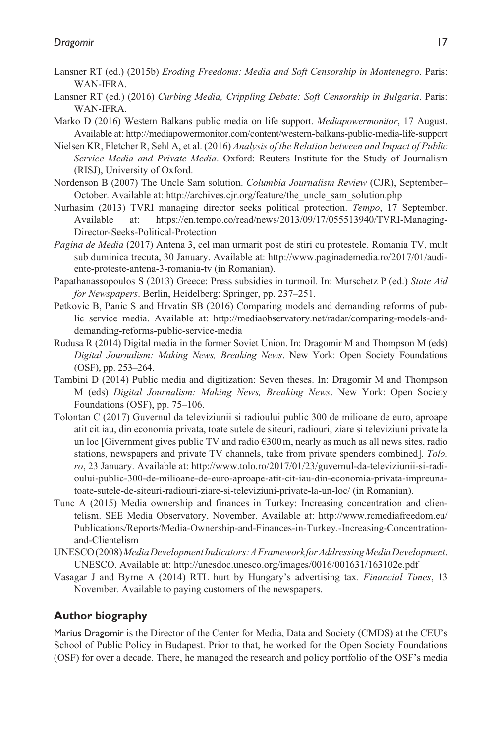Lansner RT (ed.) (2015b) *Eroding Freedoms: Media and Soft Censorship in Montenegro*. Paris: WAN-IFRA.

Lansner RT (ed.) (2016) *Curbing Media, Crippling Debate: Soft Censorship in Bulgaria*. Paris: WAN-IFRA.

Marko D (2016) Western Balkans public media on life support. *Mediapowermonitor*, 17 August. Available at: http://mediapowermonitor.com/content/western-balkans-public-media-life-support

Nielsen KR, Fletcher R, Sehl A, et al. (2016) *Analysis of the Relation between and Impact of Public Service Media and Private Media*. Oxford: Reuters Institute for the Study of Journalism (RISJ), University of Oxford.

Nordenson B (2007) The Uncle Sam solution. *Columbia Journalism Review* (CJR), September–October. Available at: http://archives.cjr.org/feature/the_uncle_sam_solution.php

Nurhasim (2013) TVRI managing director seeks political protection. *Tempo*, 17 September. Available at: https://en.tempo.co/read/news/2013/09/17/055513940/TVRI-Managing-Director-Seeks-Political-Protection

*Pagina de Media* (2017) Antena 3, cel man urmarit post de stiri cu protestele. Romania TV, mult sub duminica trecuta, 30 January. Available at: http://www.paginademedia.ro/2017/01/audiente-proteste-antena-3-romania-tv (in Romanian).

Papathanassopoulos S (2013) Greece: Press subsidies in turmoil. In: Murschetz P (ed.) *State Aid for Newspapers*. Berlin, Heidelberg: Springer, pp. 237–251.

Petkovic B, Panic S and Hrvatin SB (2016) Comparing models and demanding reforms of public service media. Available at: http://mediaobservatory.net/radar/comparing-models-and-demanding-reforms-public-service-media

Rudusa R (2014) Digital media in the former Soviet Union. In: Dragomir M and Thompson M (eds) *Digital Journalism: Making News, Breaking News*. New York: Open Society Foundations (OSF), pp. 253–264.

Tambini D (2014) Public media and digitization: Seven theses. In: Dragomir M and Thompson M (eds) *Digital Journalism: Making News, Breaking News*. New York: Open Society Foundations (OSF), pp. 75–106.

Tolontan C (2017) Guvernul da televiziunii si radioului public 300 de milioane de euro, aproape atit cit iau, din economia privata, toate sutele de siteuri, radiouri, ziare si televiziuni private la un loc [Government gives public TV and radio €300m, nearly as much as all news sites, radio stations, newspapers and private TV channels, take from private spenders combined]. *Tolo.ro*, 23 January. Available at: http://www.tolo.ro/2017/01/23/guvernul-da-televiziunii-si-radioului-public-300-de-milioane-de-euro-aproape-atit-cit-iau-din-economia-privata-impreuna-toate-sutele-de-siteuri-radiouri-ziare-si-televiziuni-private-la-un-loc/ (in Romanian).

Tunc A (2015) Media ownership and finances in Turkey: Increasing concentration and clientelism. SEE Media Observatory, November. Available at: http://www.rcmediafreedom.eu/Publications/Reports/Media-Ownership-and-Finances-in-Turkey.-Increasing-Concentration-and-Clientelism

UNESCO (2008) *Media Development Indicators: A Framework for Addressing Media Development*. UNESCO. Available at: http://unesdoc.unesco.org/images/0016/001631/163102e.pdf

Vasagar J and Byrne A (2014) RTL hurt by Hungary's advertising tax. *Financial Times*, 13 November. Available to paying customers of the newspapers.

### Author biography

Marius Dragomir is the Director of the Center for Media, Data and Society (CMDS) at the CEU's School of Public Policy in Budapest. Prior to that, he worked for the Open Society Foundations (OSF) for over a decade. There, he managed the research and policy portfolio of the OSF's media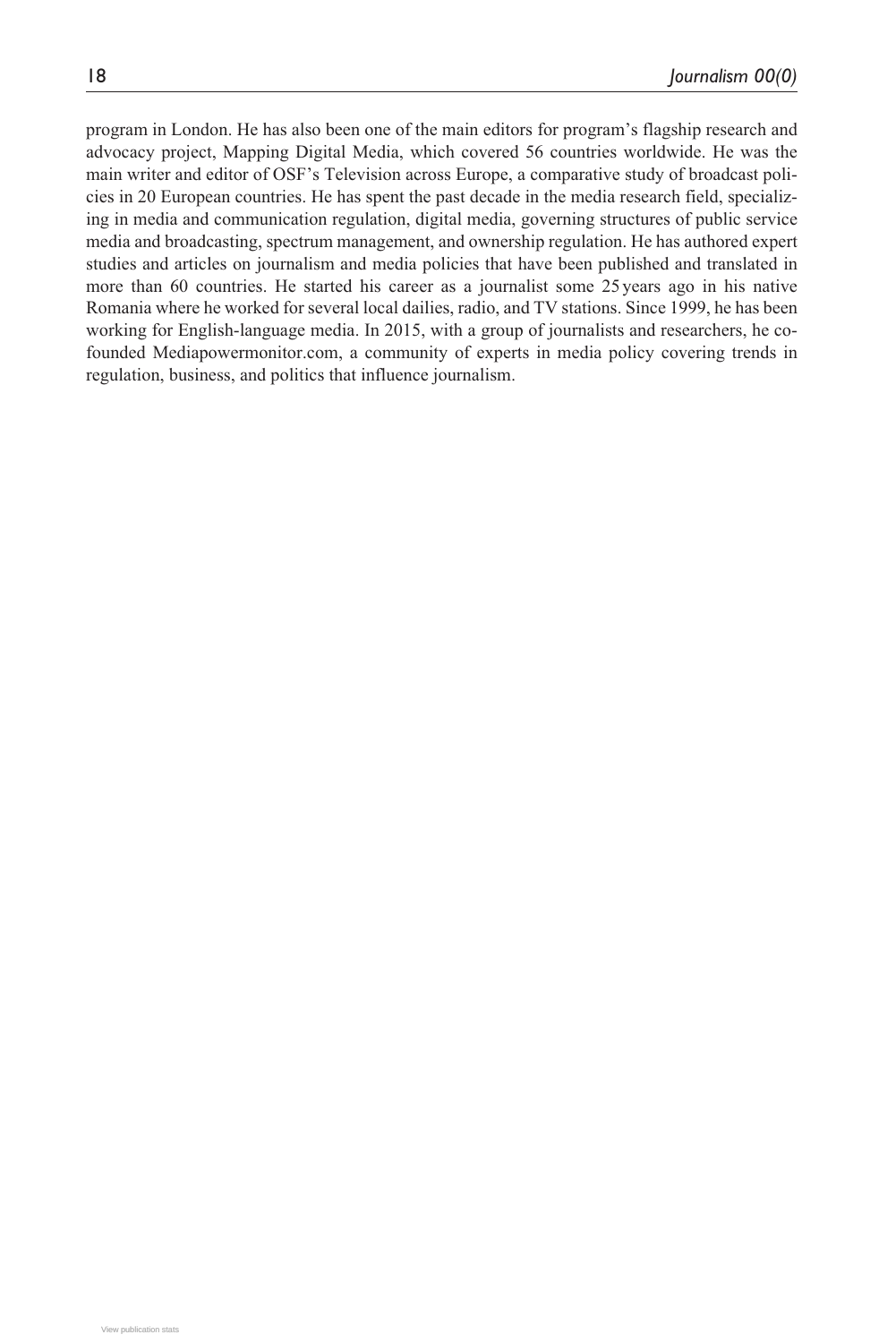program in London. He has also been one of the main editors for program's flagship research and advocacy project, Mapping Digital Media, which covered 56 countries worldwide. He was the main writer and editor of OSF's Television across Europe, a comparative study of broadcast policies in 20 European countries. He has spent the past decade in the media research field, specializing in media and communication regulation, digital media, governing structures of public service media and broadcasting, spectrum management, and ownership regulation. He has authored expert studies and articles on journalism and media policies that have been published and translated in more than 60 countries. He started his career as a journalist some 25 years ago in his native Romania where he worked for several local dailies, radio, and TV stations. Since 1999, he has been working for English-language media. In 2015, with a group of journalists and researchers, he co-founded Mediapowermonitor.com, a community of experts in media policy covering trends in regulation, business, and politics that influence journalism.